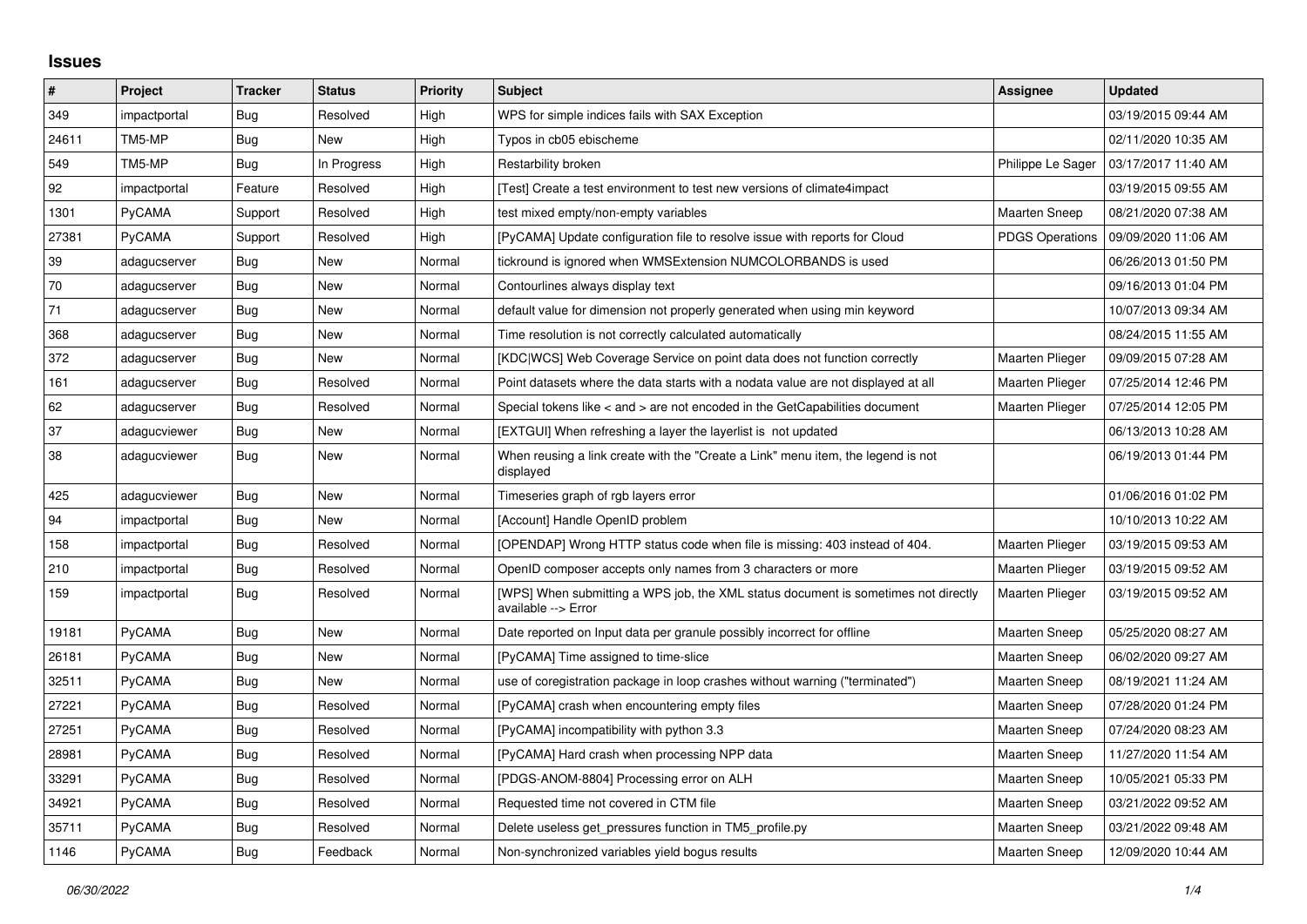## Issues

| # | Project | Tracker | Status | Priority | Subject | Assignee | Updated |
|---|---|---|---|---|---|---|---|
| 349 | impactportal | Bug | Resolved | High | WPS for simple indices fails with SAX Exception | | 03/19/2015 09:44 AM |
| 24611 | TM5-MP | Bug | New | High | Typos in cb05 ebischeme | | 02/11/2020 10:35 AM |
| 549 | TM5-MP | Bug | In Progress | High | Restarbility broken | Philippe Le Sager | 03/17/2017 11:40 AM |
| 92 | impactportal | Feature | Resolved | High | [Test] Create a test environment to test new versions of climate4impact | | 03/19/2015 09:55 AM |
| 1301 | PyCAMA | Support | Resolved | High | test mixed empty/non-empty variables | Maarten Sneep | 08/21/2020 07:38 AM |
| 27381 | PyCAMA | Support | Resolved | High | [PyCAMA] Update configuration file to resolve issue with reports for Cloud | PDGS Operations | 09/09/2020 11:06 AM |
| 39 | adagucserver | Bug | New | Normal | tickround is ignored when WMSExtension NUMCOLORBANDS is used | | 06/26/2013 01:50 PM |
| 70 | adagucserver | Bug | New | Normal | Contourlines always display text | | 09/16/2013 01:04 PM |
| 71 | adagucserver | Bug | New | Normal | default value for dimension not properly generated when using min keyword | | 10/07/2013 09:34 AM |
| 368 | adagucserver | Bug | New | Normal | Time resolution is not correctly calculated automatically | | 08/24/2015 11:55 AM |
| 372 | adagucserver | Bug | New | Normal | [KDC\|WCS] Web Coverage Service on point data does not function correctly | Maarten Plieger | 09/09/2015 07:28 AM |
| 161 | adagucserver | Bug | Resolved | Normal | Point datasets where the data starts with a nodata value are not displayed at all | Maarten Plieger | 07/25/2014 12:46 PM |
| 62 | adagucserver | Bug | Resolved | Normal | Special tokens like < and > are not encoded in the GetCapabilities document | Maarten Plieger | 07/25/2014 12:05 PM |
| 37 | adagucviewer | Bug | New | Normal | [EXTGUI] When refreshing a layer the layerlist is not updated | | 06/13/2013 10:28 AM |
| 38 | adagucviewer | Bug | New | Normal | When reusing a link create with the "Create a Link" menu item, the legend is not displayed | | 06/19/2013 01:44 PM |
| 425 | adagucviewer | Bug | New | Normal | Timeseries graph of rgb layers error | | 01/06/2016 01:02 PM |
| 94 | impactportal | Bug | New | Normal | [Account] Handle OpenID problem | | 10/10/2013 10:22 AM |
| 158 | impactportal | Bug | Resolved | Normal | [OPENDAP] Wrong HTTP status code when file is missing: 403 instead of 404. | Maarten Plieger | 03/19/2015 09:53 AM |
| 210 | impactportal | Bug | Resolved | Normal | OpenID composer accepts only names from 3 characters or more | Maarten Plieger | 03/19/2015 09:52 AM |
| 159 | impactportal | Bug | Resolved | Normal | [WPS] When submitting a WPS job, the XML status document is sometimes not directly available --> Error | Maarten Plieger | 03/19/2015 09:52 AM |
| 19181 | PyCAMA | Bug | New | Normal | Date reported on Input data per granule possibly incorrect for offline | Maarten Sneep | 05/25/2020 08:27 AM |
| 26181 | PyCAMA | Bug | New | Normal | [PyCAMA] Time assigned to time-slice | Maarten Sneep | 06/02/2020 09:27 AM |
| 32511 | PyCAMA | Bug | New | Normal | use of coregistration package in loop crashes without warning ("terminated") | Maarten Sneep | 08/19/2021 11:24 AM |
| 27221 | PyCAMA | Bug | Resolved | Normal | [PyCAMA] crash when encountering empty files | Maarten Sneep | 07/28/2020 01:24 PM |
| 27251 | PyCAMA | Bug | Resolved | Normal | [PyCAMA] incompatibility with python 3.3 | Maarten Sneep | 07/24/2020 08:23 AM |
| 28981 | PyCAMA | Bug | Resolved | Normal | [PyCAMA] Hard crash when processing NPP data | Maarten Sneep | 11/27/2020 11:54 AM |
| 33291 | PyCAMA | Bug | Resolved | Normal | [PDGS-ANOM-8804] Processing error on ALH | Maarten Sneep | 10/05/2021 05:33 PM |
| 34921 | PyCAMA | Bug | Resolved | Normal | Requested time not covered in CTM file | Maarten Sneep | 03/21/2022 09:52 AM |
| 35711 | PyCAMA | Bug | Resolved | Normal | Delete useless get_pressures function in TM5_profile.py | Maarten Sneep | 03/21/2022 09:48 AM |
| 1146 | PyCAMA | Bug | Feedback | Normal | Non-synchronized variables yield bogus results | Maarten Sneep | 12/09/2020 10:44 AM |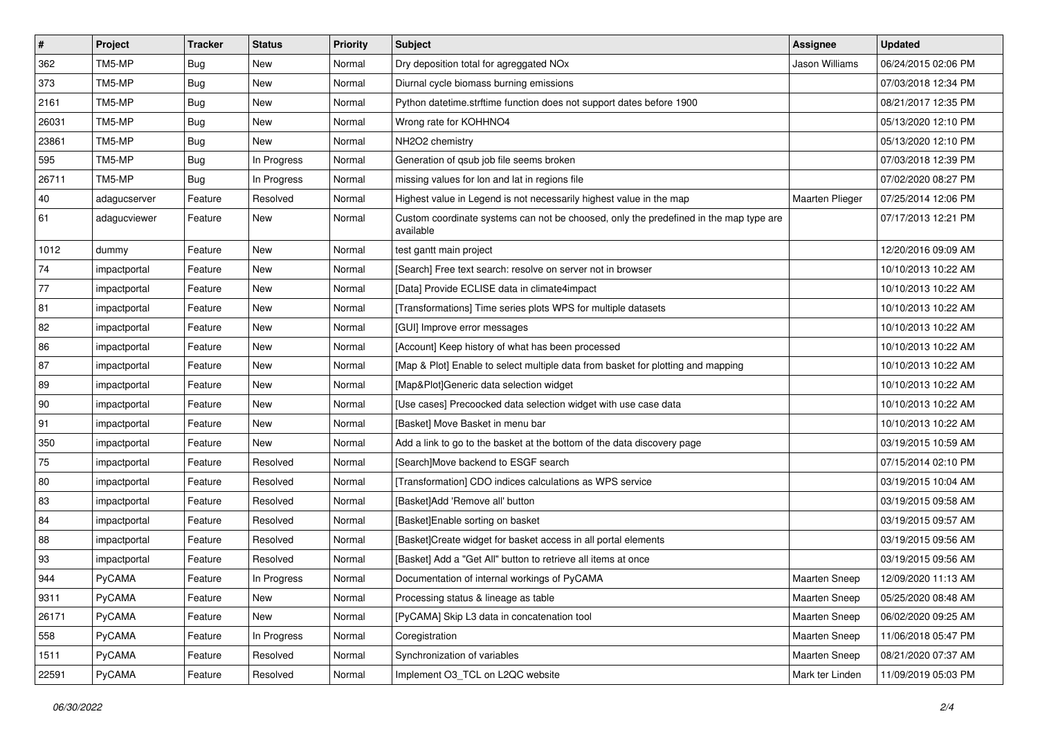| # | Project | Tracker | Status | Priority | Subject | Assignee | Updated |
|---|---|---|---|---|---|---|---|
| 362 | TM5-MP | Bug | New | Normal | Dry deposition total for agreggated NOx | Jason Williams | 06/24/2015 02:06 PM |
| 373 | TM5-MP | Bug | New | Normal | Diurnal cycle biomass burning emissions | | 07/03/2018 12:34 PM |
| 2161 | TM5-MP | Bug | New | Normal | Python datetime.strftime function does not support dates before 1900 | | 08/21/2017 12:35 PM |
| 26031 | TM5-MP | Bug | New | Normal | Wrong rate for KOHHNO4 | | 05/13/2020 12:10 PM |
| 23861 | TM5-MP | Bug | New | Normal | NH2O2 chemistry | | 05/13/2020 12:10 PM |
| 595 | TM5-MP | Bug | In Progress | Normal | Generation of qsub job file seems broken | | 07/03/2018 12:39 PM |
| 26711 | TM5-MP | Bug | In Progress | Normal | missing values for lon and lat in regions file | | 07/02/2020 08:27 PM |
| 40 | adagucserver | Feature | Resolved | Normal | Highest value in Legend is not necessarily highest value in the map | Maarten Plieger | 07/25/2014 12:06 PM |
| 61 | adagucviewer | Feature | New | Normal | Custom coordinate systems can not be choosed, only the predefined in the map type are available | | 07/17/2013 12:21 PM |
| 1012 | dummy | Feature | New | Normal | test gantt main project | | 12/20/2016 09:09 AM |
| 74 | impactportal | Feature | New | Normal | [Search] Free text search: resolve on server not in browser | | 10/10/2013 10:22 AM |
| 77 | impactportal | Feature | New | Normal | [Data] Provide ECLISE data in climate4impact | | 10/10/2013 10:22 AM |
| 81 | impactportal | Feature | New | Normal | [Transformations] Time series plots WPS for multiple datasets | | 10/10/2013 10:22 AM |
| 82 | impactportal | Feature | New | Normal | [GUI] Improve error messages | | 10/10/2013 10:22 AM |
| 86 | impactportal | Feature | New | Normal | [Account] Keep history of what has been processed | | 10/10/2013 10:22 AM |
| 87 | impactportal | Feature | New | Normal | [Map & Plot] Enable to select multiple data from basket for plotting and mapping | | 10/10/2013 10:22 AM |
| 89 | impactportal | Feature | New | Normal | [Map&Plot]Generic data selection widget | | 10/10/2013 10:22 AM |
| 90 | impactportal | Feature | New | Normal | [Use cases] Precoocked data selection widget with use case data | | 10/10/2013 10:22 AM |
| 91 | impactportal | Feature | New | Normal | [Basket] Move Basket in menu bar | | 10/10/2013 10:22 AM |
| 350 | impactportal | Feature | New | Normal | Add a link to go to the basket at the bottom of the data discovery page | | 03/19/2015 10:59 AM |
| 75 | impactportal | Feature | Resolved | Normal | [Search]Move backend to ESGF search | | 07/15/2014 02:10 PM |
| 80 | impactportal | Feature | Resolved | Normal | [Transformation] CDO indices calculations as WPS service | | 03/19/2015 10:04 AM |
| 83 | impactportal | Feature | Resolved | Normal | [Basket]Add 'Remove all' button | | 03/19/2015 09:58 AM |
| 84 | impactportal | Feature | Resolved | Normal | [Basket]Enable sorting on basket | | 03/19/2015 09:57 AM |
| 88 | impactportal | Feature | Resolved | Normal | [Basket]Create widget for basket access in all portal elements | | 03/19/2015 09:56 AM |
| 93 | impactportal | Feature | Resolved | Normal | [Basket] Add a "Get All" button to retrieve all items at once | | 03/19/2015 09:56 AM |
| 944 | PyCAMA | Feature | In Progress | Normal | Documentation of internal workings of PyCAMA | Maarten Sneep | 12/09/2020 11:13 AM |
| 9311 | PyCAMA | Feature | New | Normal | Processing status & lineage as table | Maarten Sneep | 05/25/2020 08:48 AM |
| 26171 | PyCAMA | Feature | New | Normal | [PyCAMA] Skip L3 data in concatenation tool | Maarten Sneep | 06/02/2020 09:25 AM |
| 558 | PyCAMA | Feature | In Progress | Normal | Coregistration | Maarten Sneep | 11/06/2018 05:47 PM |
| 1511 | PyCAMA | Feature | Resolved | Normal | Synchronization of variables | Maarten Sneep | 08/21/2020 07:37 AM |
| 22591 | PyCAMA | Feature | Resolved | Normal | Implement O3_TCL on L2QC website | Mark ter Linden | 11/09/2019 05:03 PM |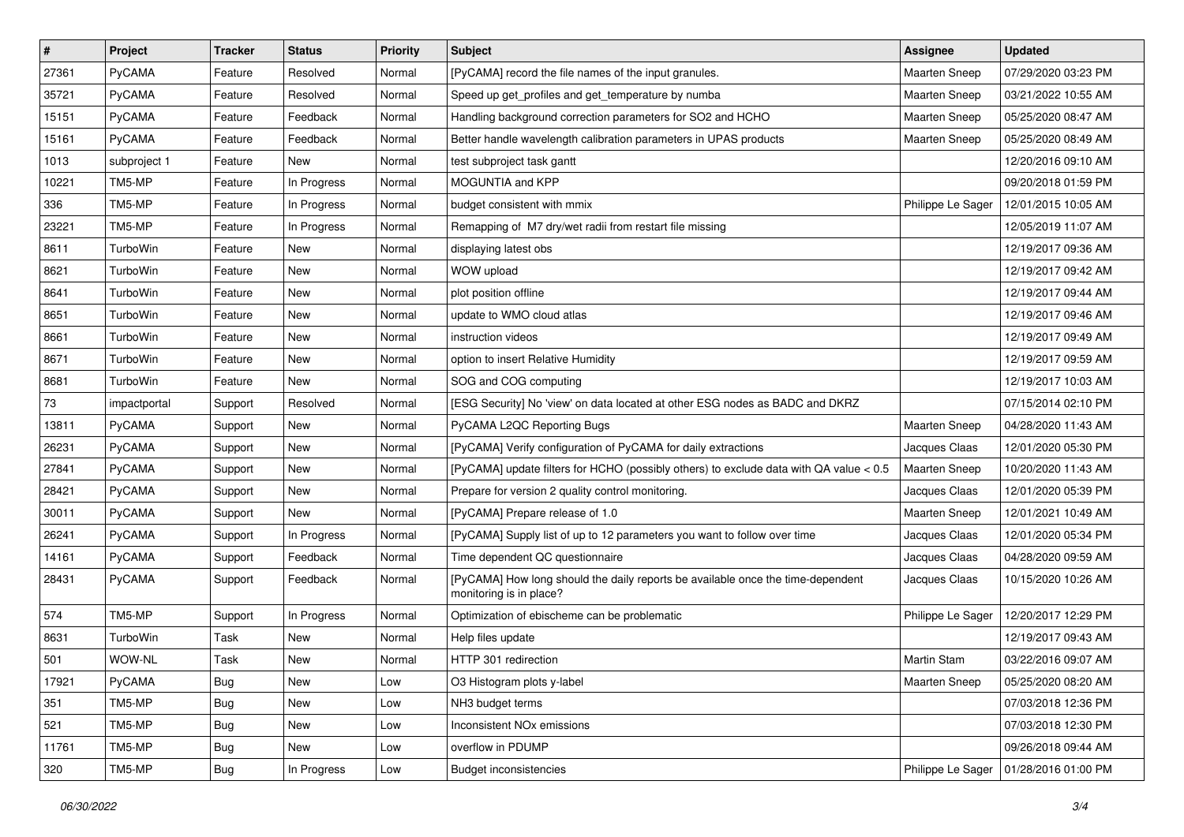| # | Project | Tracker | Status | Priority | Subject | Assignee | Updated |
|---|---|---|---|---|---|---|---|
| 27361 | PyCAMA | Feature | Resolved | Normal | [PyCAMA] record the file names of the input granules. | Maarten Sneep | 07/29/2020 03:23 PM |
| 35721 | PyCAMA | Feature | Resolved | Normal | Speed up get_profiles and get_temperature by numba | Maarten Sneep | 03/21/2022 10:55 AM |
| 15151 | PyCAMA | Feature | Feedback | Normal | Handling background correction parameters for SO2 and HCHO | Maarten Sneep | 05/25/2020 08:47 AM |
| 15161 | PyCAMA | Feature | Feedback | Normal | Better handle wavelength calibration parameters in UPAS products | Maarten Sneep | 05/25/2020 08:49 AM |
| 1013 | subproject 1 | Feature | New | Normal | test subproject task gantt | | 12/20/2016 09:10 AM |
| 10221 | TM5-MP | Feature | In Progress | Normal | MOGUNTIA and KPP | | 09/20/2018 01:59 PM |
| 336 | TM5-MP | Feature | In Progress | Normal | budget consistent with mmix | Philippe Le Sager | 12/01/2015 10:05 AM |
| 23221 | TM5-MP | Feature | In Progress | Normal | Remapping of M7 dry/wet radii from restart file missing | | 12/05/2019 11:07 AM |
| 8611 | TurboWin | Feature | New | Normal | displaying latest obs | | 12/19/2017 09:36 AM |
| 8621 | TurboWin | Feature | New | Normal | WOW upload | | 12/19/2017 09:42 AM |
| 8641 | TurboWin | Feature | New | Normal | plot position offline | | 12/19/2017 09:44 AM |
| 8651 | TurboWin | Feature | New | Normal | update to WMO cloud atlas | | 12/19/2017 09:46 AM |
| 8661 | TurboWin | Feature | New | Normal | instruction videos | | 12/19/2017 09:49 AM |
| 8671 | TurboWin | Feature | New | Normal | option to insert Relative Humidity | | 12/19/2017 09:59 AM |
| 8681 | TurboWin | Feature | New | Normal | SOG and COG computing | | 12/19/2017 10:03 AM |
| 73 | impactportal | Support | Resolved | Normal | [ESG Security] No 'view' on data located at other ESG nodes as BADC and DKRZ | | 07/15/2014 02:10 PM |
| 13811 | PyCAMA | Support | New | Normal | PyCAMA L2QC Reporting Bugs | Maarten Sneep | 04/28/2020 11:43 AM |
| 26231 | PyCAMA | Support | New | Normal | [PyCAMA] Verify configuration of PyCAMA for daily extractions | Jacques Claas | 12/01/2020 05:30 PM |
| 27841 | PyCAMA | Support | New | Normal | [PyCAMA] update filters for HCHO (possibly others) to exclude data with QA value < 0.5 | Maarten Sneep | 10/20/2020 11:43 AM |
| 28421 | PyCAMA | Support | New | Normal | Prepare for version 2 quality control monitoring. | Jacques Claas | 12/01/2020 05:39 PM |
| 30011 | PyCAMA | Support | New | Normal | [PyCAMA] Prepare release of 1.0 | Maarten Sneep | 12/01/2021 10:49 AM |
| 26241 | PyCAMA | Support | In Progress | Normal | [PyCAMA] Supply list of up to 12 parameters you want to follow over time | Jacques Claas | 12/01/2020 05:34 PM |
| 14161 | PyCAMA | Support | Feedback | Normal | Time dependent QC questionnaire | Jacques Claas | 04/28/2020 09:59 AM |
| 28431 | PyCAMA | Support | Feedback | Normal | [PyCAMA] How long should the daily reports be available once the time-dependent monitoring is in place? | Jacques Claas | 10/15/2020 10:26 AM |
| 574 | TM5-MP | Support | In Progress | Normal | Optimization of ebischeme can be problematic | Philippe Le Sager | 12/20/2017 12:29 PM |
| 8631 | TurboWin | Task | New | Normal | Help files update | | 12/19/2017 09:43 AM |
| 501 | WOW-NL | Task | New | Normal | HTTP 301 redirection | Martin Stam | 03/22/2016 09:07 AM |
| 17921 | PyCAMA | Bug | New | Low | O3 Histogram plots y-label | Maarten Sneep | 05/25/2020 08:20 AM |
| 351 | TM5-MP | Bug | New | Low | NH3 budget terms | | 07/03/2018 12:36 PM |
| 521 | TM5-MP | Bug | New | Low | Inconsistent NOx emissions | | 07/03/2018 12:30 PM |
| 11761 | TM5-MP | Bug | New | Low | overflow in PDUMP | | 09/26/2018 09:44 AM |
| 320 | TM5-MP | Bug | In Progress | Low | Budget inconsistencies | Philippe Le Sager | 01/28/2016 01:00 PM |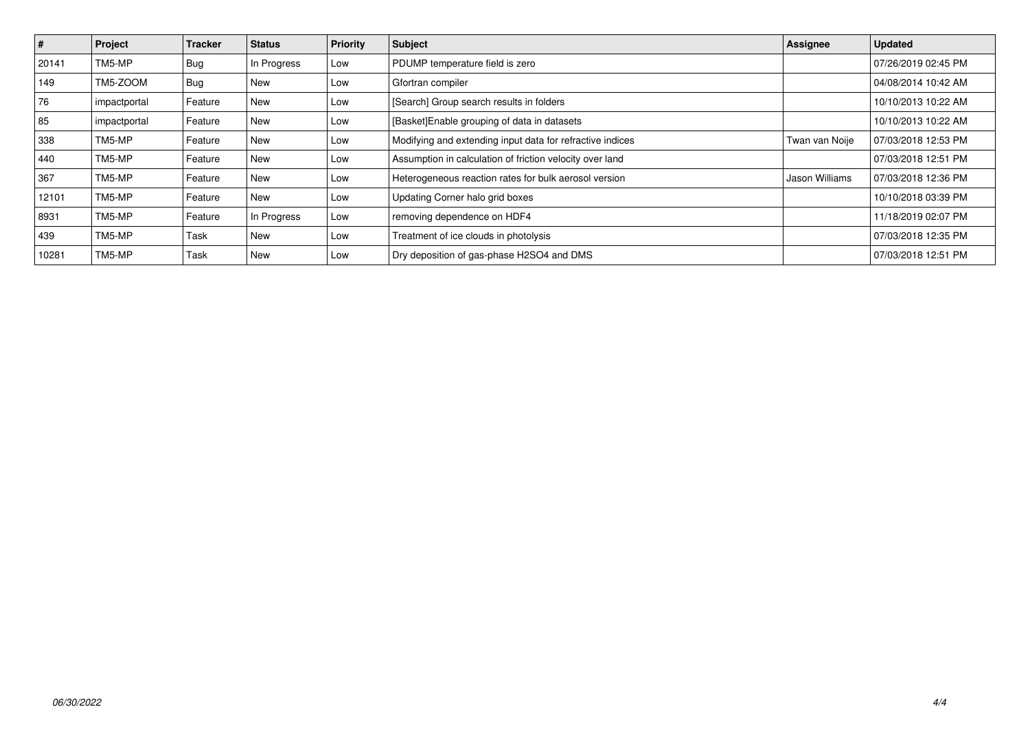| # | Project | Tracker | Status | Priority | Subject | Assignee | Updated |
| --- | --- | --- | --- | --- | --- | --- | --- |
| 20141 | TM5-MP | Bug | In Progress | Low | PDUMP temperature field is zero | | 07/26/2019 02:45 PM |
| 149 | TM5-ZOOM | Bug | New | Low | Gfortran compiler | | 04/08/2014 10:42 AM |
| 76 | impactportal | Feature | New | Low | [Search] Group search results in folders | | 10/10/2013 10:22 AM |
| 85 | impactportal | Feature | New | Low | [Basket]Enable grouping of data in datasets | | 10/10/2013 10:22 AM |
| 338 | TM5-MP | Feature | New | Low | Modifying and extending input data for refractive indices | Twan van Noije | 07/03/2018 12:53 PM |
| 440 | TM5-MP | Feature | New | Low | Assumption in calculation of friction velocity over land | | 07/03/2018 12:51 PM |
| 367 | TM5-MP | Feature | New | Low | Heterogeneous reaction rates for bulk aerosol version | Jason Williams | 07/03/2018 12:36 PM |
| 12101 | TM5-MP | Feature | New | Low | Updating Corner halo grid boxes | | 10/10/2018 03:39 PM |
| 8931 | TM5-MP | Feature | In Progress | Low | removing dependence on HDF4 | | 11/18/2019 02:07 PM |
| 439 | TM5-MP | Task | New | Low | Treatment of ice clouds in photolysis | | 07/03/2018 12:35 PM |
| 10281 | TM5-MP | Task | New | Low | Dry deposition of gas-phase $H_2SO_4$ and DMS | | 07/03/2018 12:51 PM |